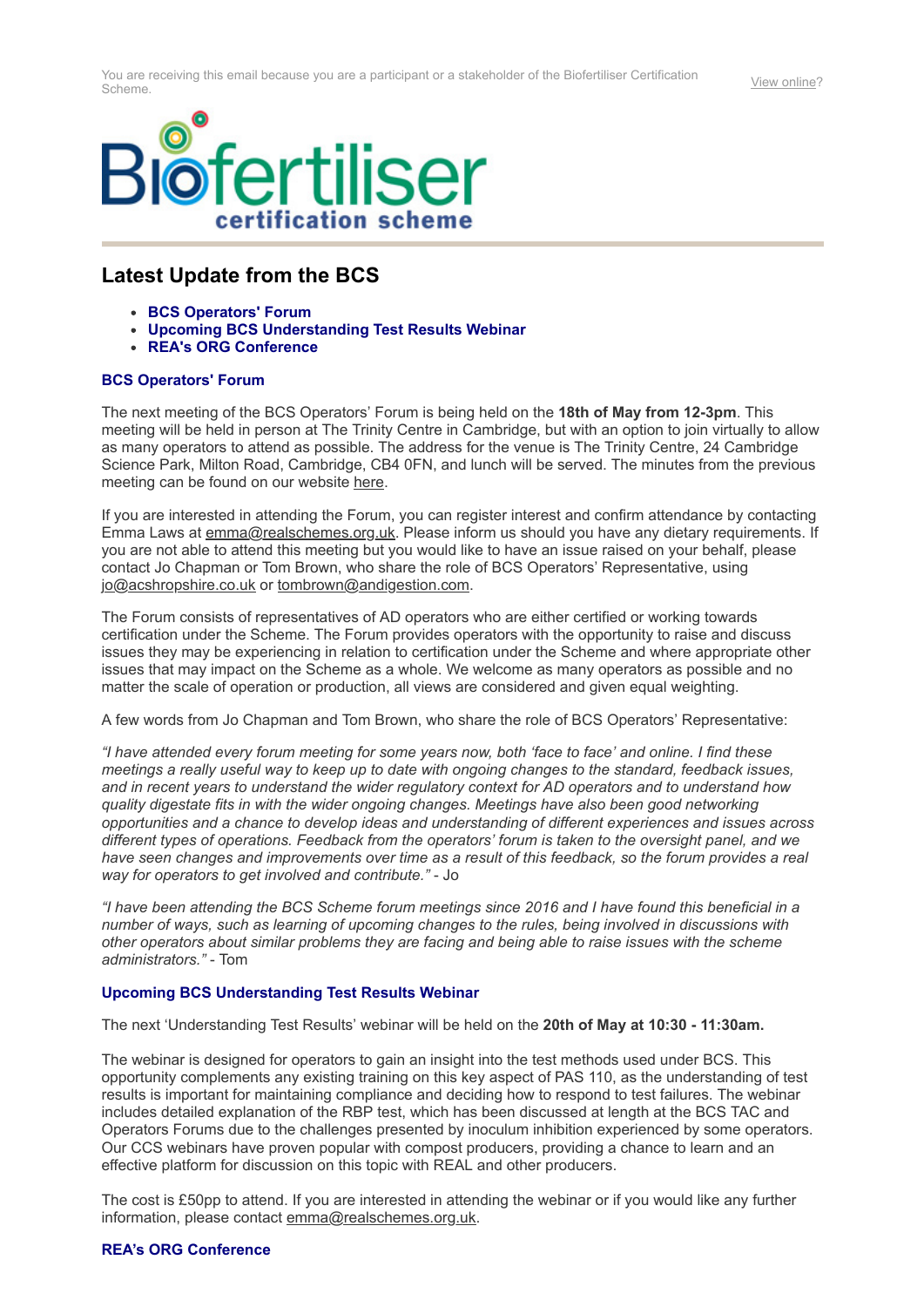You are receiving this email because you are a participant or a stakeholder of the Biofertiliser Certification Scheme.

View online?

Biofertiliser certification scheme

## Latest Update from the BCS

- **BCS Operators' Forum**
- **Upcoming BCS Understanding Test Results Webinar**
- **REA's ORG Conference**

### BCS Operators' Forum

The next meeting of the BCS Operators' Forum is being held on the **18th of May from 12-3pm**. This meeting will be held in person at The Trinity Centre in Cambridge, but with an option to join virtually to allow as many operators to attend as possible. The address for the venue is The Trinity Centre, 24 Cambridge Science Park, Milton Road, Cambridge, CB4 0FN, and lunch will be served. The minutes from the previous meeting can be found on our website here.

If you are interested in attending the Forum, you can register interest and confirm attendance by contacting Emma Laws at emma@realschemes.org.uk. Please inform us should you have any dietary requirements. If you are not able to attend this meeting but you would like to have an issue raised on your behalf, please contact Jo Chapman or Tom Brown, who share the role of BCS Operators' Representative, using jo@acshropshire.co.uk or tombrown@andigestion.com.

The Forum consists of representatives of AD operators who are either certified or working towards certification under the Scheme. The Forum provides operators with the opportunity to raise and discuss issues they may be experiencing in relation to certification under the Scheme and where appropriate other issues that may impact on the Scheme as a whole. We welcome as many operators as possible and no matter the scale of operation or production, all views are considered and given equal weighting.

A few words from Jo Chapman and Tom Brown, who share the role of BCS Operators' Representative:

*"I have attended every forum meeting for some years now, both 'face to face' and online. I find these meetings a really useful way to keep up to date with ongoing changes to the standard, feedback issues, and in recent years to understand the wider regulatory context for AD operators and to understand how quality digestate fits in with the wider ongoing changes. Meetings have also been good networking opportunities and a chance to develop ideas and understanding of different experiences and issues across different types of operations. Feedback from the operators' forum is taken to the oversight panel, and we have seen changes and improvements over time as a result of this feedback, so the forum provides a real way for operators to get involved and contribute."* - Jo

*"I have been attending the BCS Scheme forum meetings since 2016 and I have found this beneficial in a number of ways, such as learning of upcoming changes to the rules, being involved in discussions with other operators about similar problems they are facing and being able to raise issues with the scheme administrators."* - Tom

### Upcoming BCS Understanding Test Results Webinar

The next 'Understanding Test Results' webinar will be held on the **20th of May at 10:30 - 11:30am.**

The webinar is designed for operators to gain an insight into the test methods used under BCS. This opportunity complements any existing training on this key aspect of PAS 110, as the understanding of test results is important for maintaining compliance and deciding how to respond to test failures. The webinar includes detailed explanation of the RBP test, which has been discussed at length at the BCS TAC and Operators Forums due to the challenges presented by inoculum inhibition experienced by some operators. Our CCS webinars have proven popular with compost producers, providing a chance to learn and an effective platform for discussion on this topic with REAL and other producers.

The cost is £50pp to attend. If you are interested in attending the webinar or if you would like any further information, please contact emma@realschemes.org.uk.

### REA's ORG Conference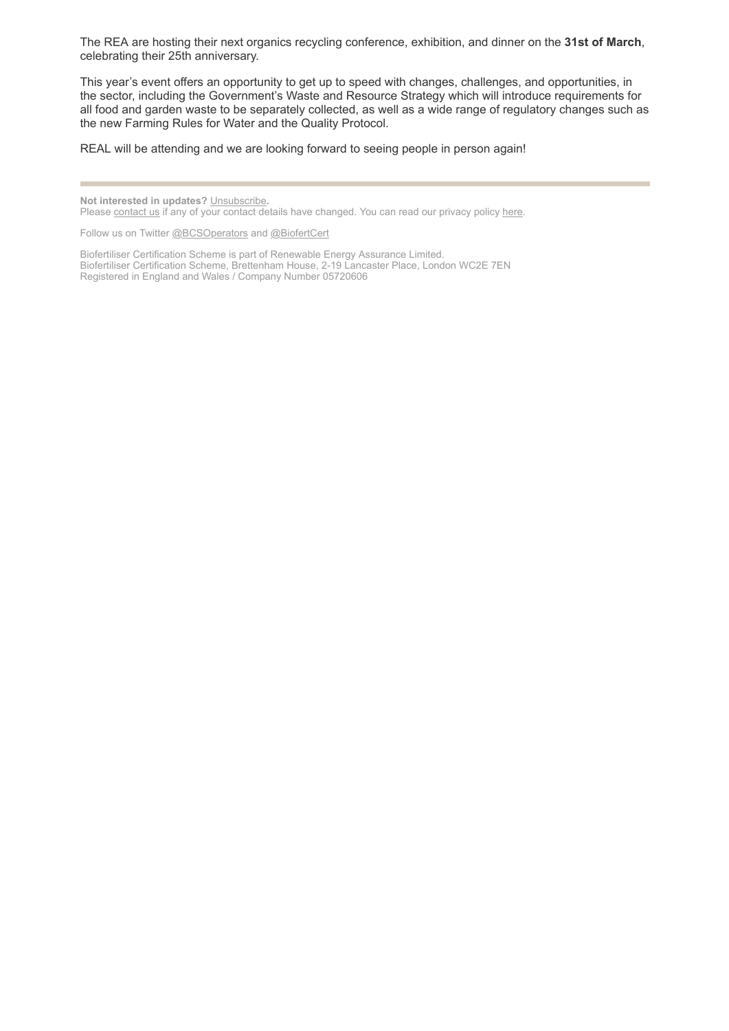The REA are hosting their next organics recycling conference, exhibition, and dinner on the **31st of March**, celebrating their 25th anniversary.

This year's event offers an opportunity to get up to speed with changes, challenges, and opportunities, in the sector, including the Government's Waste and Resource Strategy which will introduce requirements for all food and garden waste to be separately collected, as well as a wide range of regulatory changes such as the new Farming Rules for Water and the Quality Protocol.

REAL will be attending and we are looking forward to seeing people in person again!

---

**Not interested in updates?** Unsubscribe.
Please contact us if any of your contact details have changed. You can read our privacy policy here.

Follow us on Twitter @BCSOperators and @BiofertCert

Biofertiliser Certification Scheme is part of Renewable Energy Assurance Limited.
Biofertiliser Certification Scheme, Brettenham House, 2-19 Lancaster Place, London WC2E 7EN
Registered in England and Wales / Company Number 05720606